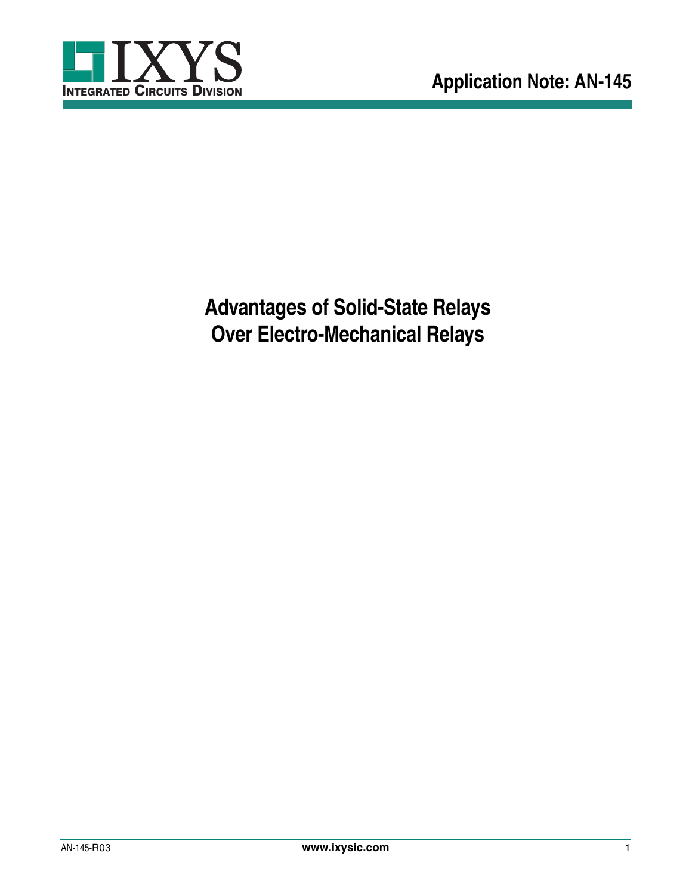Application Note: AN-145

# Advantages of Solid-State Relays Over Electro-Mechanical Relays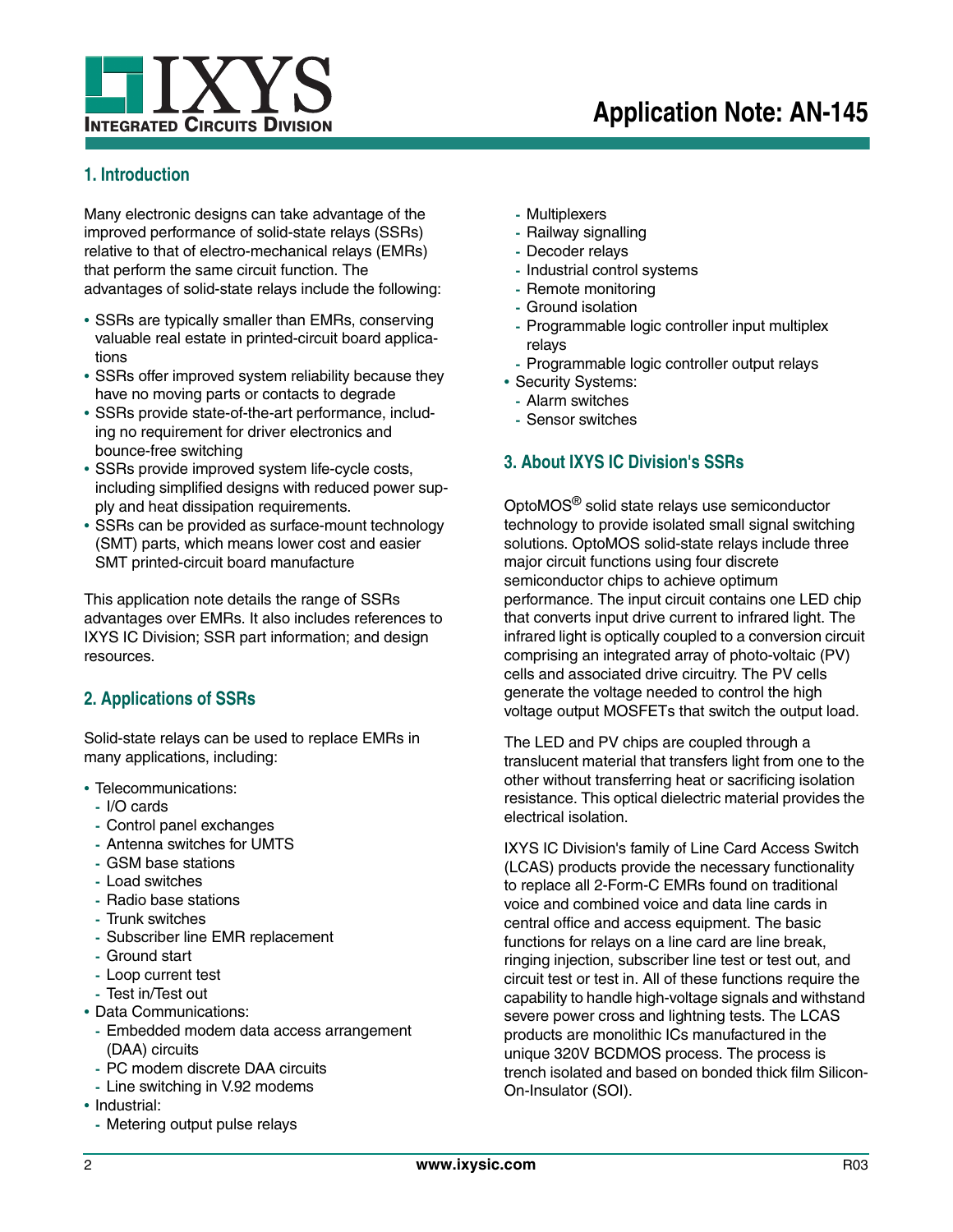## 1. Introduction

Many electronic designs can take advantage of the improved performance of solid-state relays (SSRs) relative to that of electro-mechanical relays (EMRs) that perform the same circuit function. The advantages of solid-state relays include the following:

- SSRs are typically smaller than EMRs, conserving valuable real estate in printed-circuit board applications
- SSRs offer improved system reliability because they have no moving parts or contacts to degrade
- SSRs provide state-of-the-art performance, including no requirement for driver electronics and bounce-free switching
- SSRs provide improved system life-cycle costs, including simplified designs with reduced power supply and heat dissipation requirements.
- SSRs can be provided as surface-mount technology (SMT) parts, which means lower cost and easier SMT printed-circuit board manufacture

This application note details the range of SSRs advantages over EMRs. It also includes references to IXYS IC Division; SSR part information; and design resources.

## 2. Applications of SSRs

Solid-state relays can be used to replace EMRs in many applications, including:

- Telecommunications:
  - I/O cards
  - Control panel exchanges
  - Antenna switches for UMTS
  - GSM base stations
  - Load switches
  - Radio base stations
  - Trunk switches
  - Subscriber line EMR replacement
  - Ground start
  - Loop current test
  - Test in/Test out
- Data Communications:
  - Embedded modem data access arrangement (DAA) circuits
  - PC modem discrete DAA circuits
  - Line switching in V.92 modems
- Industrial:
  - Metering output pulse relays
  - Multiplexers
  - Railway signalling
  - Decoder relays
  - Industrial control systems
  - Remote monitoring
  - Ground isolation
  - Programmable logic controller input multiplex relays
  - Programmable logic controller output relays
- Security Systems:
  - Alarm switches
  - Sensor switches

## 3. About IXYS IC Division's SSRs

OptoMOS® solid state relays use semiconductor technology to provide isolated small signal switching solutions. OptoMOS solid-state relays include three major circuit functions using four discrete semiconductor chips to achieve optimum performance. The input circuit contains one LED chip that converts input drive current to infrared light. The infrared light is optically coupled to a conversion circuit comprising an integrated array of photo-voltaic (PV) cells and associated drive circuitry. The PV cells generate the voltage needed to control the high voltage output MOSFETs that switch the output load.

The LED and PV chips are coupled through a translucent material that transfers light from one to the other without transferring heat or sacrificing isolation resistance. This optical dielectric material provides the electrical isolation.

IXYS IC Division's family of Line Card Access Switch (LCAS) products provide the necessary functionality to replace all 2-Form-C EMRs found on traditional voice and combined voice and data line cards in central office and access equipment. The basic functions for relays on a line card are line break, ringing injection, subscriber line test or test out, and circuit test or test in. All of these functions require the capability to handle high-voltage signals and withstand severe power cross and lightning tests. The LCAS products are monolithic ICs manufactured in the unique 320V BCDMOS process. The process is trench isolated and based on bonded thick film Silicon-On-Insulator (SOI).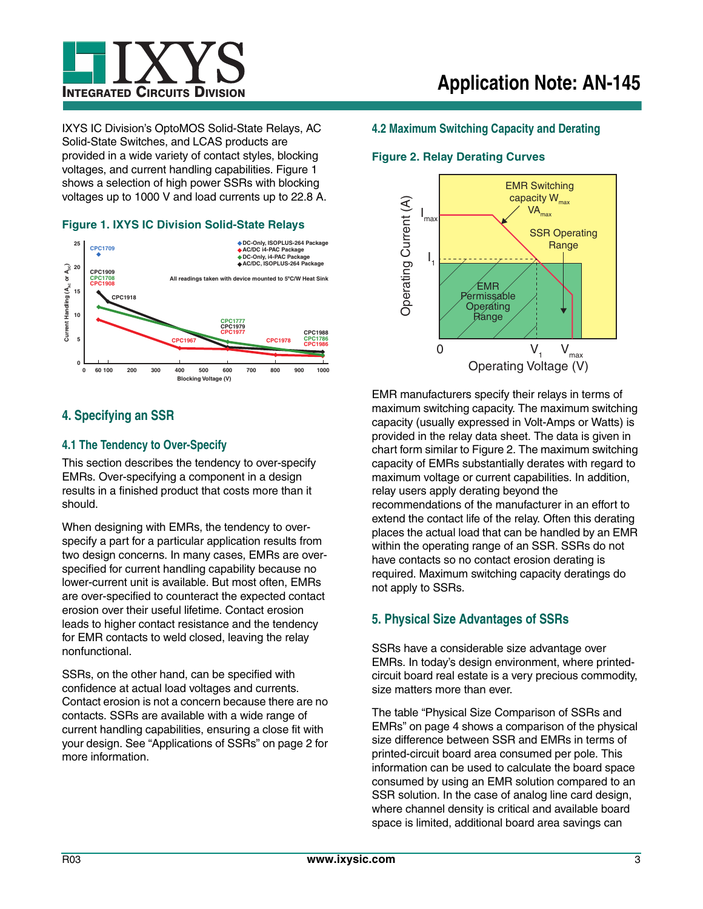IXYS IC Division's OptoMOS Solid-State Relays, AC Solid-State Switches, and LCAS products are provided in a wide variety of contact styles, blocking voltages, and current handling capabilities. Figure 1 shows a selection of high power SSRs with blocking voltages up to 1000 V and load currents up to 22.8 A.

**Figure 1. IXYS IC Division Solid-State Relays**

## 4. Specifying an SSR

### 4.1 The Tendency to Over-Specify

This section describes the tendency to over-specify EMRs. Over-specifying a component in a design results in a finished product that costs more than it should.

When designing with EMRs, the tendency to over-specify a part for a particular application results from two design concerns. In many cases, EMRs are over-specified for current handling capability because no lower-current unit is available. But most often, EMRs are over-specified to counteract the expected contact erosion over their useful lifetime. Contact erosion leads to higher contact resistance and the tendency for EMR contacts to weld closed, leaving the relay nonfunctional.

SSRs, on the other hand, can be specified with confidence at actual load voltages and currents. Contact erosion is not a concern because there are no contacts. SSRs are available with a wide range of current handling capabilities, ensuring a close fit with your design. See "Applications of SSRs" on page 2 for more information.

### 4.2 Maximum Switching Capacity and Derating

**Figure 2. Relay Derating Curves**

EMR manufacturers specify their relays in terms of maximum switching capacity. The maximum switching capacity (usually expressed in Volt-Amps or Watts) is provided in the relay data sheet. The data is given in chart form similar to Figure 2. The maximum switching capacity of EMRs substantially derates with regard to maximum voltage or current capabilities. In addition, relay users apply derating beyond the recommendations of the manufacturer in an effort to extend the contact life of the relay. Often this derating places the actual load that can be handled by an EMR within the operating range of an SSR. SSRs do not have contacts so no contact erosion derating is required. Maximum switching capacity deratings do not apply to SSRs.

## 5. Physical Size Advantages of SSRs

SSRs have a considerable size advantage over EMRs. In today's design environment, where printed-circuit board real estate is a very precious commodity, size matters more than ever.

The table "Physical Size Comparison of SSRs and EMRs" on page 4 shows a comparison of the physical size difference between SSR and EMRs in terms of printed-circuit board area consumed per pole. This information can be used to calculate the board space consumed by using an EMR solution compared to an SSR solution. In the case of analog line card design, where channel density is critical and available board space is limited, additional board area savings can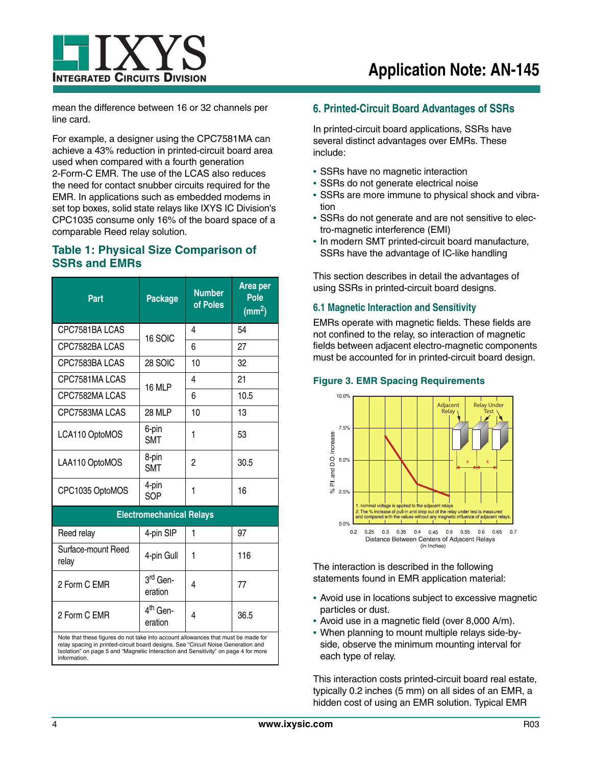mean the difference between 16 or 32 channels per line card.

For example, a designer using the CPC7581MA can achieve a 43% reduction in printed-circuit board area used when compared with a fourth generation 2-Form-C EMR. The use of the LCAS also reduces the need for contact snubber circuits required for the EMR. In applications such as embedded modems in set top boxes, solid state relays like IXYS IC Division's CPC1035 consume only 16% of the board space of a comparable Reed relay solution.

### Table 1: Physical Size Comparison of SSRs and EMRs

| Part | Package | Number of Poles | Area per Pole ($mm^2$) |
|---|---|---|---|
| CPC7581BA LCAS | 16 SOIC | 4 | 54 |
| CPC7582BA LCAS | | 6 | 27 |
| CPC7583BA LCAS | 28 SOIC | 10 | 32 |
| CPC7581MA LCAS | 16 MLP | 4 | 21 |
| CPC7582MA LCAS | | 6 | 10.5 |
| CPC7583MA LCAS | 28 MLP | 10 | 13 |
| LCA110 OptoMOS | 6-pin SMT | 1 | 53 |
| LAA110 OptoMOS | 8-pin SMT | 2 | 30.5 |
| CPC1035 OptoMOS | 4-pin SOP | 1 | 16 |
| **Electromechanical Relays** | | | |
| Reed relay | 4-pin SIP | 1 | 97 |
| Surface-mount Reed relay | 4-pin Gull | 1 | 116 |
| 2 Form C EMR | 3rd Generation | 4 | 77 |
| 2 Form C EMR | 4th Generation | 4 | 36.5 |

Note that these figures do not take into account allowances that must be made for relay spacing in printed-circuit board designs. See "Circuit Noise Generation and Isolation" on page 5 and "Magnetic Interaction and Sensitivity" on page 4 for more information.

## 6. Printed-Circuit Board Advantages of SSRs

In printed-circuit board applications, SSRs have several distinct advantages over EMRs. These include:

- SSRs have no magnetic interaction
- SSRs do not generate electrical noise
- SSRs are more immune to physical shock and vibration
- SSRs do not generate and are not sensitive to electro-magnetic interference (EMI)
- In modern SMT printed-circuit board manufacture, SSRs have the advantage of IC-like handling

This section describes in detail the advantages of using SSRs in printed-circuit board designs.

### 6.1 Magnetic Interaction and Sensitivity

EMRs operate with magnetic fields. These fields are not confined to the relay, so interaction of magnetic fields between adjacent electro-magnetic components must be accounted for in printed-circuit board design.

**Figure 3. EMR Spacing Requirements**

The interaction is described in the following statements found in EMR application material:

- Avoid use in locations subject to excessive magnetic particles or dust.
- Avoid use in a magnetic field (over 8,000 A/m).
- When planning to mount multiple relays side-by-side, observe the minimum mounting interval for each type of relay.

This interaction costs printed-circuit board real estate, typically 0.2 inches (5 mm) on all sides of an EMR, a hidden cost of using an EMR solution. Typical EMR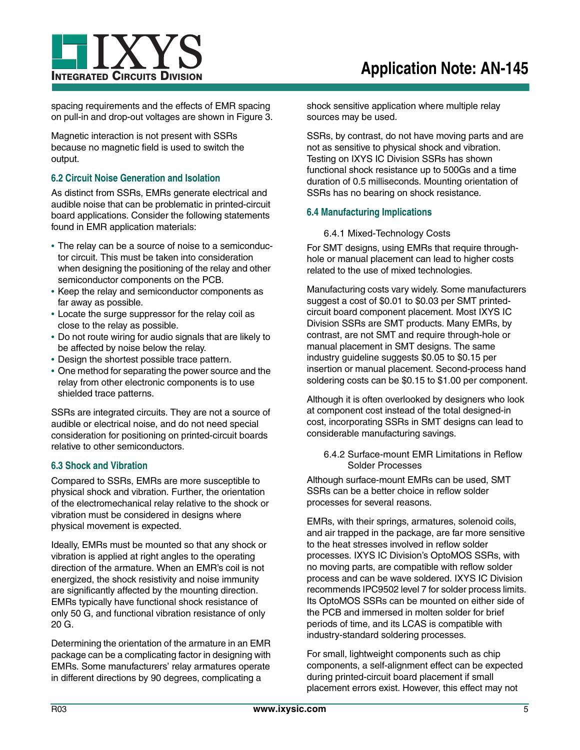spacing requirements and the effects of EMR spacing on pull-in and drop-out voltages are shown in Figure 3.

Magnetic interaction is not present with SSRs because no magnetic field is used to switch the output.

### 6.2 Circuit Noise Generation and Isolation

As distinct from SSRs, EMRs generate electrical and audible noise that can be problematic in printed-circuit board applications. Consider the following statements found in EMR application materials:

- The relay can be a source of noise to a semiconductor circuit. This must be taken into consideration when designing the positioning of the relay and other semiconductor components on the PCB.
- Keep the relay and semiconductor components as far away as possible.
- Locate the surge suppressor for the relay coil as close to the relay as possible.
- Do not route wiring for audio signals that are likely to be affected by noise below the relay.
- Design the shortest possible trace pattern.
- One method for separating the power source and the relay from other electronic components is to use shielded trace patterns.

SSRs are integrated circuits. They are not a source of audible or electrical noise, and do not need special consideration for positioning on printed-circuit boards relative to other semiconductors.

### 6.3 Shock and Vibration

Compared to SSRs, EMRs are more susceptible to physical shock and vibration. Further, the orientation of the electromechanical relay relative to the shock or vibration must be considered in designs where physical movement is expected.

Ideally, EMRs must be mounted so that any shock or vibration is applied at right angles to the operating direction of the armature. When an EMR's coil is not energized, the shock resistivity and noise immunity are significantly affected by the mounting direction. EMRs typically have functional shock resistance of only 50 G, and functional vibration resistance of only 20 G.

Determining the orientation of the armature in an EMR package can be a complicating factor in designing with EMRs. Some manufacturers' relay armatures operate in different directions by 90 degrees, complicating a shock sensitive application where multiple relay sources may be used.

SSRs, by contrast, do not have moving parts and are not as sensitive to physical shock and vibration. Testing on IXYS IC Division SSRs has shown functional shock resistance up to 500Gs and a time duration of 0.5 milliseconds. Mounting orientation of SSRs has no bearing on shock resistance.

### 6.4 Manufacturing Implications

#### 6.4.1 Mixed-Technology Costs

For SMT designs, using EMRs that require through-hole or manual placement can lead to higher costs related to the use of mixed technologies.

Manufacturing costs vary widely. Some manufacturers suggest a cost of $0.01 to $0.03 per SMT printed-circuit board component placement. Most IXYS IC Division SSRs are SMT products. Many EMRs, by contrast, are not SMT and require through-hole or manual placement in SMT designs. The same industry guideline suggests $0.05 to $0.15 per insertion or manual placement. Second-process hand soldering costs can be $0.15 to $1.00 per component.

Although it is often overlooked by designers who look at component cost instead of the total designed-in cost, incorporating SSRs in SMT designs can lead to considerable manufacturing savings.

#### 6.4.2 Surface-mount EMR Limitations in Reflow Solder Processes

Although surface-mount EMRs can be used, SMT SSRs can be a better choice in reflow solder processes for several reasons.

EMRs, with their springs, armatures, solenoid coils, and air trapped in the package, are far more sensitive to the heat stresses involved in reflow solder processes. IXYS IC Division's OptoMOS SSRs, with no moving parts, are compatible with reflow solder process and can be wave soldered. IXYS IC Division recommends IPC9502 level 7 for solder process limits. Its OptoMOS SSRs can be mounted on either side of the PCB and immersed in molten solder for brief periods of time, and its LCAS is compatible with industry-standard soldering processes.

For small, lightweight components such as chip components, a self-alignment effect can be expected during printed-circuit board placement if small placement errors exist. However, this effect may not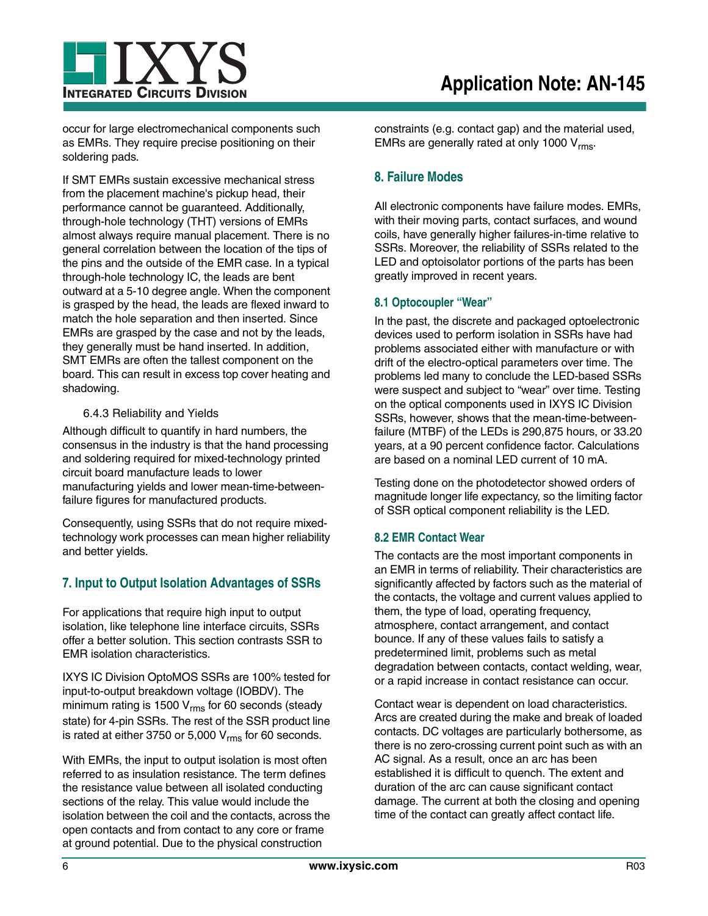occur for large electromechanical components such as EMRs. They require precise positioning on their soldering pads.

If SMT EMRs sustain excessive mechanical stress from the placement machine's pickup head, their performance cannot be guaranteed. Additionally, through-hole technology (THT) versions of EMRs almost always require manual placement. There is no general correlation between the location of the tips of the pins and the outside of the EMR case. In a typical through-hole technology IC, the leads are bent outward at a 5-10 degree angle. When the component is grasped by the head, the leads are flexed inward to match the hole separation and then inserted. Since EMRs are grasped by the case and not by the leads, they generally must be hand inserted. In addition, SMT EMRs are often the tallest component on the board. This can result in excess top cover heating and shadowing.

#### 6.4.3 Reliability and Yields

Although difficult to quantify in hard numbers, the consensus in the industry is that the hand processing and soldering required for mixed-technology printed circuit board manufacture leads to lower manufacturing yields and lower mean-time-between-failure figures for manufactured products.

Consequently, using SSRs that do not require mixed-technology work processes can mean higher reliability and better yields.

## 7. Input to Output Isolation Advantages of SSRs

For applications that require high input to output isolation, like telephone line interface circuits, SSRs offer a better solution. This section contrasts SSR to EMR isolation characteristics.

IXYS IC Division OptoMOS SSRs are 100% tested for input-to-output breakdown voltage (IOBDV). The minimum rating is 1500 $V_{rms}$ for 60 seconds (steady state) for 4-pin SSRs. The rest of the SSR product line is rated at either 3750 or 5,000 $V_{rms}$ for 60 seconds.

With EMRs, the input to output isolation is most often referred to as insulation resistance. The term defines the resistance value between all isolated conducting sections of the relay. This value would include the isolation between the coil and the contacts, across the open contacts and from contact to any core or frame at ground potential. Due to the physical construction constraints (e.g. contact gap) and the material used, EMRs are generally rated at only 1000 $V_{rms}$.

## 8. Failure Modes

All electronic components have failure modes. EMRs, with their moving parts, contact surfaces, and wound coils, have generally higher failures-in-time relative to SSRs. Moreover, the reliability of SSRs related to the LED and optoisolator portions of the parts has been greatly improved in recent years.

### 8.1 Optocoupler "Wear"

In the past, the discrete and packaged optoelectronic devices used to perform isolation in SSRs have had problems associated either with manufacture or with drift of the electro-optical parameters over time. The problems led many to conclude the LED-based SSRs were suspect and subject to "wear" over time. Testing on the optical components used in IXYS IC Division SSRs, however, shows that the mean-time-between-failure (MTBF) of the LEDs is 290,875 hours, or 33.20 years, at a 90 percent confidence factor. Calculations are based on a nominal LED current of 10 mA.

Testing done on the photodetector showed orders of magnitude longer life expectancy, so the limiting factor of SSR optical component reliability is the LED.

### 8.2 EMR Contact Wear

The contacts are the most important components in an EMR in terms of reliability. Their characteristics are significantly affected by factors such as the material of the contacts, the voltage and current values applied to them, the type of load, operating frequency, atmosphere, contact arrangement, and contact bounce. If any of these values fails to satisfy a predetermined limit, problems such as metal degradation between contacts, contact welding, wear, or a rapid increase in contact resistance can occur.

Contact wear is dependent on load characteristics. Arcs are created during the make and break of loaded contacts. DC voltages are particularly bothersome, as there is no zero-crossing current point such as with an AC signal. As a result, once an arc has been established it is difficult to quench. The extent and duration of the arc can cause significant contact damage. The current at both the closing and opening time of the contact can greatly affect contact life.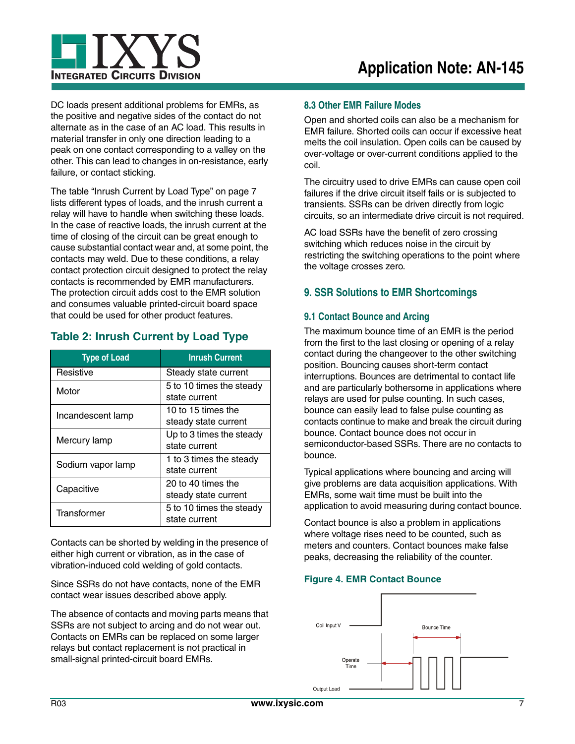DC loads present additional problems for EMRs, as the positive and negative sides of the contact do not alternate as in the case of an AC load. This results in material transfer in only one direction leading to a peak on one contact corresponding to a valley on the other. This can lead to changes in on-resistance, early failure, or contact sticking.

The table "Inrush Current by Load Type" on page 7 lists different types of loads, and the inrush current a relay will have to handle when switching these loads. In the case of reactive loads, the inrush current at the time of closing of the circuit can be great enough to cause substantial contact wear and, at some point, the contacts may weld. Due to these conditions, a relay contact protection circuit designed to protect the relay contacts is recommended by EMR manufacturers. The protection circuit adds cost to the EMR solution and consumes valuable printed-circuit board space that could be used for other product features.

### Table 2: Inrush Current by Load Type

| Type of Load | Inrush Current |
|---|---|
| Resistive | Steady state current |
| Motor | 5 to 10 times the steady state current |
| Incandescent lamp | 10 to 15 times the steady state current |
| Mercury lamp | Up to 3 times the steady state current |
| Sodium vapor lamp | 1 to 3 times the steady state current |
| Capacitive | 20 to 40 times the steady state current |
| Transformer | 5 to 10 times the steady state current |

Contacts can be shorted by welding in the presence of either high current or vibration, as in the case of vibration-induced cold welding of gold contacts.

Since SSRs do not have contacts, none of the EMR contact wear issues described above apply.

The absence of contacts and moving parts means that SSRs are not subject to arcing and do not wear out. Contacts on EMRs can be replaced on some larger relays but contact replacement is not practical in small-signal printed-circuit board EMRs.

### 8.3 Other EMR Failure Modes

Open and shorted coils can also be a mechanism for EMR failure. Shorted coils can occur if excessive heat melts the coil insulation. Open coils can be caused by over-voltage or over-current conditions applied to the coil.

The circuitry used to drive EMRs can cause open coil failures if the drive circuit itself fails or is subjected to transients. SSRs can be driven directly from logic circuits, so an intermediate drive circuit is not required.

AC load SSRs have the benefit of zero crossing switching which reduces noise in the circuit by restricting the switching operations to the point where the voltage crosses zero.

## 9. SSR Solutions to EMR Shortcomings

### 9.1 Contact Bounce and Arcing

The maximum bounce time of an EMR is the period from the first to the last closing or opening of a relay contact during the changeover to the other switching position. Bouncing causes short-term contact interruptions. Bounces are detrimental to contact life and are particularly bothersome in applications where relays are used for pulse counting. In such cases, bounce can easily lead to false pulse counting as contacts continue to make and break the circuit during bounce. Contact bounce does not occur in semiconductor-based SSRs. There are no contacts to bounce.

Typical applications where bouncing and arcing will give problems are data acquisition applications. With EMRs, some wait time must be built into the application to avoid measuring during contact bounce.

Contact bounce is also a problem in applications where voltage rises need to be counted, such as meters and counters. Contact bounces make false peaks, decreasing the reliability of the counter.

**Figure 4. EMR Contact Bounce**

Coil Input V

Bounce Time

Operate Time

Output Load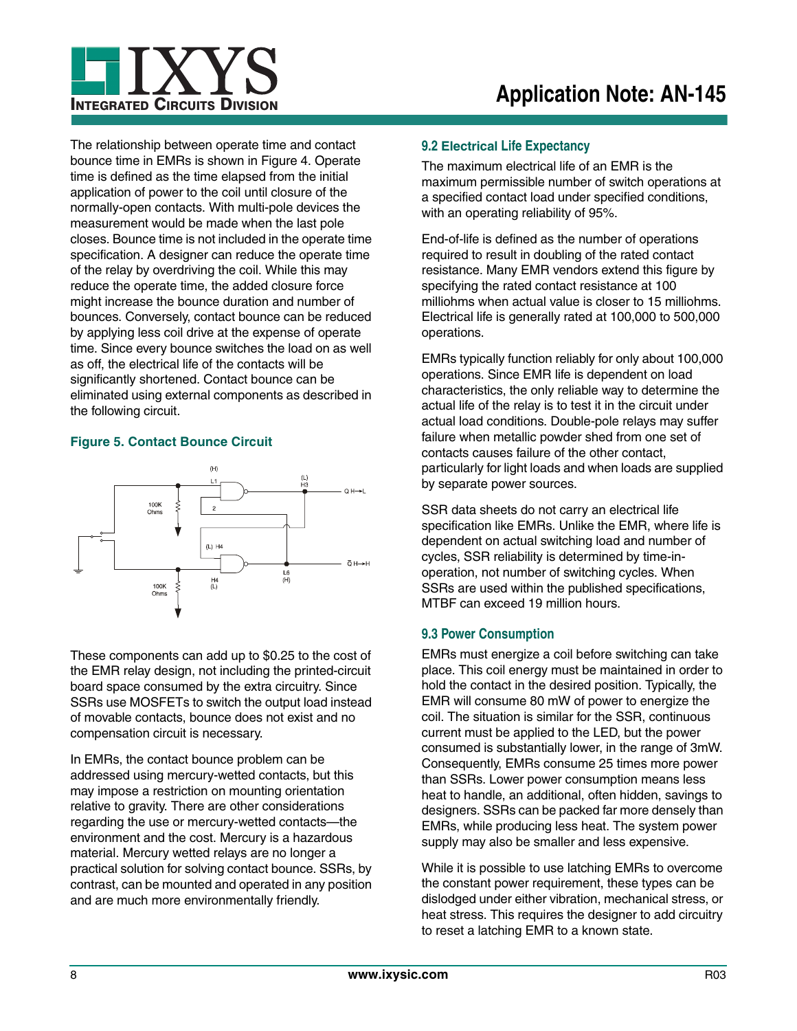The relationship between operate time and contact bounce time in EMRs is shown in Figure 4. Operate time is defined as the time elapsed from the initial application of power to the coil until closure of the normally-open contacts. With multi-pole devices the measurement would be made when the last pole closes. Bounce time is not included in the operate time specification. A designer can reduce the operate time of the relay by overdriving the coil. While this may reduce the operate time, the added closure force might increase the bounce duration and number of bounces. Conversely, contact bounce can be reduced by applying less coil drive at the expense of operate time. Since every bounce switches the load on as well as off, the electrical life of the contacts will be significantly shortened. Contact bounce can be eliminated using external components as described in the following circuit.

**Figure 5. Contact Bounce Circuit**

These components can add up to $0.25 to the cost of the EMR relay design, not including the printed-circuit board space consumed by the extra circuitry. Since SSRs use MOSFETs to switch the output load instead of movable contacts, bounce does not exist and no compensation circuit is necessary.

In EMRs, the contact bounce problem can be addressed using mercury-wetted contacts, but this may impose a restriction on mounting orientation relative to gravity. There are other considerations regarding the use or mercury-wetted contacts—the environment and the cost. Mercury is a hazardous material. Mercury wetted relays are no longer a practical solution for solving contact bounce. SSRs, by contrast, can be mounted and operated in any position and are much more environmentally friendly.

### 9.2 Electrical Life Expectancy

The maximum electrical life of an EMR is the maximum permissible number of switch operations at a specified contact load under specified conditions, with an operating reliability of 95%.

End-of-life is defined as the number of operations required to result in doubling of the rated contact resistance. Many EMR vendors extend this figure by specifying the rated contact resistance at 100 milliohms when actual value is closer to 15 milliohms. Electrical life is generally rated at 100,000 to 500,000 operations.

EMRs typically function reliably for only about 100,000 operations. Since EMR life is dependent on load characteristics, the only reliable way to determine the actual life of the relay is to test it in the circuit under actual load conditions. Double-pole relays may suffer failure when metallic powder shed from one set of contacts causes failure of the other contact, particularly for light loads and when loads are supplied by separate power sources.

SSR data sheets do not carry an electrical life specification like EMRs. Unlike the EMR, where life is dependent on actual switching load and number of cycles, SSR reliability is determined by time-in-operation, not number of switching cycles. When SSRs are used within the published specifications, MTBF can exceed 19 million hours.

### 9.3 Power Consumption

EMRs must energize a coil before switching can take place. This coil energy must be maintained in order to hold the contact in the desired position. Typically, the EMR will consume 80 mW of power to energize the coil. The situation is similar for the SSR, continuous current must be applied to the LED, but the power consumed is substantially lower, in the range of 3mW. Consequently, EMRs consume 25 times more power than SSRs. Lower power consumption means less heat to handle, an additional, often hidden, savings to designers. SSRs can be packed far more densely than EMRs, while producing less heat. The system power supply may also be smaller and less expensive.

While it is possible to use latching EMRs to overcome the constant power requirement, these types can be dislodged under either vibration, mechanical stress, or heat stress. This requires the designer to add circuitry to reset a latching EMR to a known state.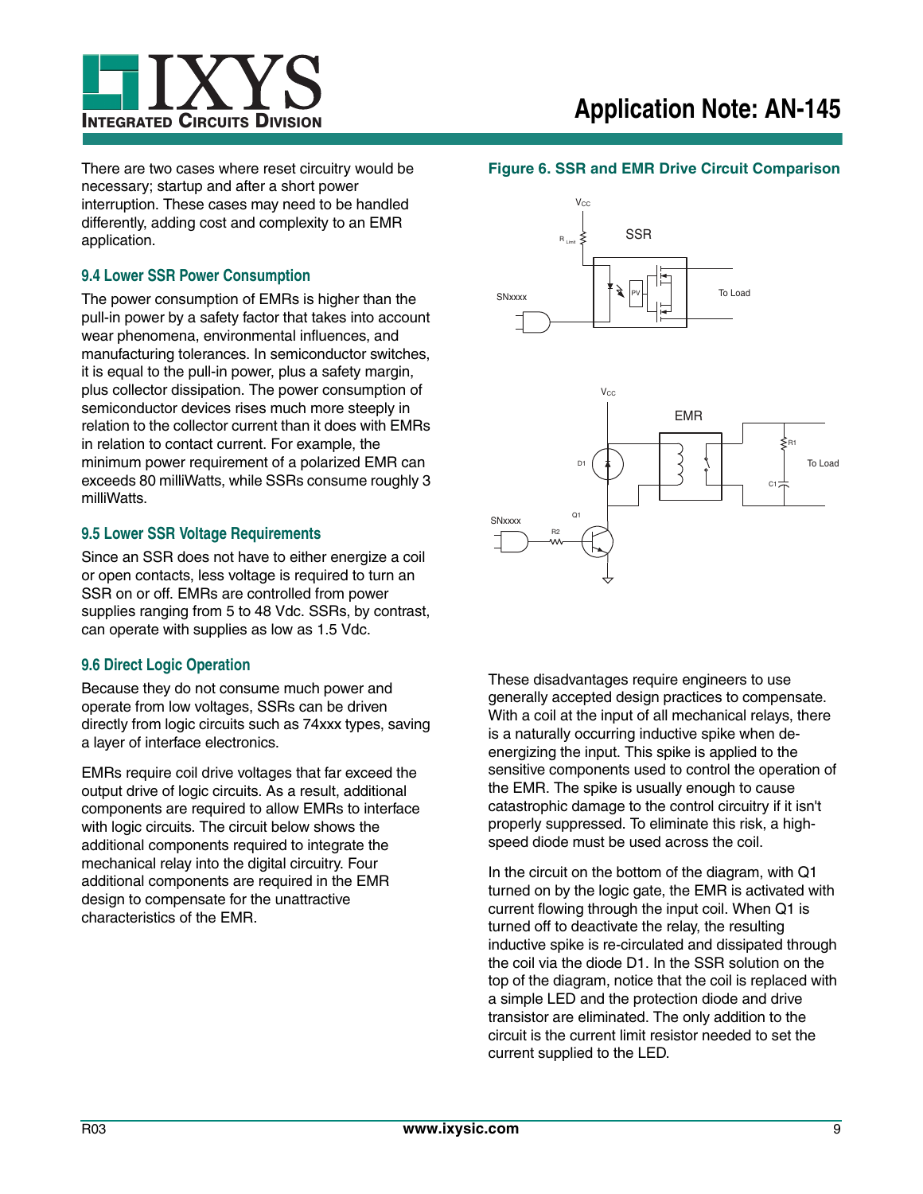There are two cases where reset circuitry would be necessary; startup and after a short power interruption. These cases may need to be handled differently, adding cost and complexity to an EMR application.

### 9.4 Lower SSR Power Consumption

The power consumption of EMRs is higher than the pull-in power by a safety factor that takes into account wear phenomena, environmental influences, and manufacturing tolerances. In semiconductor switches, it is equal to the pull-in power, plus a safety margin, plus collector dissipation. The power consumption of semiconductor devices rises much more steeply in relation to the collector current than it does with EMRs in relation to contact current. For example, the minimum power requirement of a polarized EMR can exceeds 80 milliWatts, while SSRs consume roughly 3 milliWatts.

### 9.5 Lower SSR Voltage Requirements

Since an SSR does not have to either energize a coil or open contacts, less voltage is required to turn an SSR on or off. EMRs are controlled from power supplies ranging from 5 to 48 Vdc. SSRs, by contrast, can operate with supplies as low as 1.5 Vdc.

### 9.6 Direct Logic Operation

Because they do not consume much power and operate from low voltages, SSRs can be driven directly from logic circuits such as 74xxx types, saving a layer of interface electronics.

EMRs require coil drive voltages that far exceed the output drive of logic circuits. As a result, additional components are required to allow EMRs to interface with logic circuits. The circuit below shows the additional components required to integrate the mechanical relay into the digital circuitry. Four additional components are required in the EMR design to compensate for the unattractive characteristics of the EMR.

**Figure 6. SSR and EMR Drive Circuit Comparison**

These disadvantages require engineers to use generally accepted design practices to compensate. With a coil at the input of all mechanical relays, there is a naturally occurring inductive spike when de-energizing the input. This spike is applied to the sensitive components used to control the operation of the EMR. The spike is usually enough to cause catastrophic damage to the control circuitry if it isn't properly suppressed. To eliminate this risk, a high-speed diode must be used across the coil.

In the circuit on the bottom of the diagram, with Q1 turned on by the logic gate, the EMR is activated with current flowing through the input coil. When Q1 is turned off to deactivate the relay, the resulting inductive spike is re-circulated and dissipated through the coil via the diode D1. In the SSR solution on the top of the diagram, notice that the coil is replaced with a simple LED and the protection diode and drive transistor are eliminated. The only addition to the circuit is the current limit resistor needed to set the current supplied to the LED.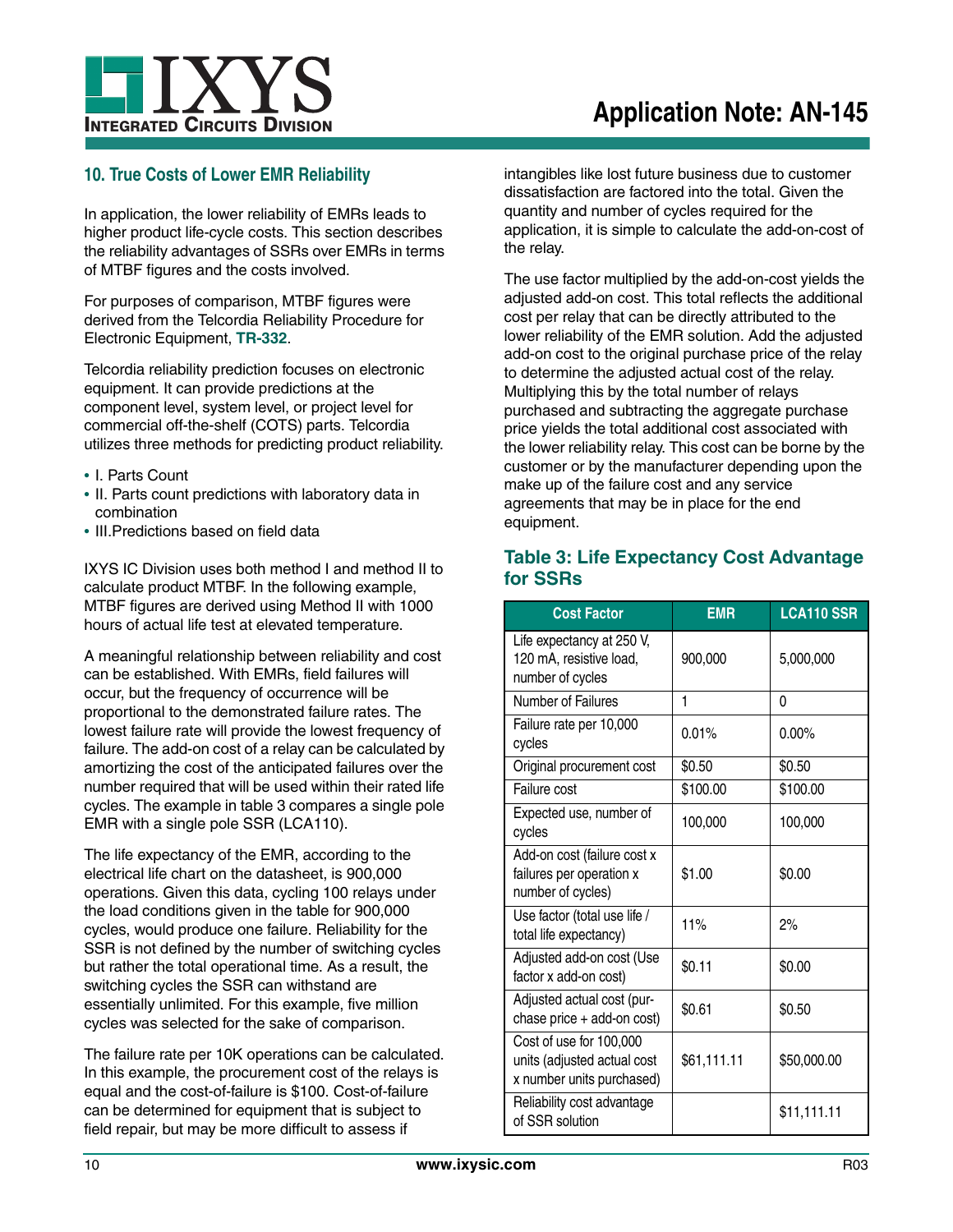## 10. True Costs of Lower EMR Reliability

In application, the lower reliability of EMRs leads to higher product life-cycle costs. This section describes the reliability advantages of SSRs over EMRs in terms of MTBF figures and the costs involved.

For purposes of comparison, MTBF figures were derived from the Telcordia Reliability Procedure for Electronic Equipment, **TR-332**.

Telcordia reliability prediction focuses on electronic equipment. It can provide predictions at the component level, system level, or project level for commercial off-the-shelf (COTS) parts. Telcordia utilizes three methods for predicting product reliability.

- I. Parts Count
- II. Parts count predictions with laboratory data in combination
- III.Predictions based on field data

IXYS IC Division uses both method I and method II to calculate product MTBF. In the following example, MTBF figures are derived using Method II with 1000 hours of actual life test at elevated temperature.

A meaningful relationship between reliability and cost can be established. With EMRs, field failures will occur, but the frequency of occurrence will be proportional to the demonstrated failure rates. The lowest failure rate will provide the lowest frequency of failure. The add-on cost of a relay can be calculated by amortizing the cost of the anticipated failures over the number required that will be used within their rated life cycles. The example in table 3 compares a single pole EMR with a single pole SSR (LCA110).

The life expectancy of the EMR, according to the electrical life chart on the datasheet, is 900,000 operations. Given this data, cycling 100 relays under the load conditions given in the table for 900,000 cycles, would produce one failure. Reliability for the SSR is not defined by the number of switching cycles but rather the total operational time. As a result, the switching cycles the SSR can withstand are essentially unlimited. For this example, five million cycles was selected for the sake of comparison.

The failure rate per 10K operations can be calculated. In this example, the procurement cost of the relays is equal and the cost-of-failure is $100. Cost-of-failure can be determined for equipment that is subject to field repair, but may be more difficult to assess if intangibles like lost future business due to customer dissatisfaction are factored into the total. Given the quantity and number of cycles required for the application, it is simple to calculate the add-on-cost of the relay.

The use factor multiplied by the add-on-cost yields the adjusted add-on cost. This total reflects the additional cost per relay that can be directly attributed to the lower reliability of the EMR solution. Add the adjusted add-on cost to the original purchase price of the relay to determine the adjusted actual cost of the relay. Multiplying this by the total number of relays purchased and subtracting the aggregate purchase price yields the total additional cost associated with the lower reliability relay. This cost can be borne by the customer or by the manufacturer depending upon the make up of the failure cost and any service agreements that may be in place for the end equipment.

### Table 3: Life Expectancy Cost Advantage for SSRs

| Cost Factor | EMR | LCA110 SSR |
|---|---|---|
| Life expectancy at 250 V, 120 mA, resistive load, number of cycles | 900,000 | 5,000,000 |
| Number of Failures | 1 | 0 |
| Failure rate per 10,000 cycles | 0.01% | 0.00% |
| Original procurement cost | $0.50 | $0.50 |
| Failure cost | $100.00 | $100.00 |
| Expected use, number of cycles | 100,000 | 100,000 |
| Add-on cost (failure cost x failures per operation x number of cycles) | $1.00 | $0.00 |
| Use factor (total use life / total life expectancy) | 11% | 2% |
| Adjusted add-on cost (Use factor x add-on cost) | $0.11 | $0.00 |
| Adjusted actual cost (purchase price + add-on cost) | $0.61 | $0.50 |
| Cost of use for 100,000 units (adjusted actual cost x number units purchased) | $61,111.11 | $50,000.00 |
| Reliability cost advantage of SSR solution | | $11,111.11 |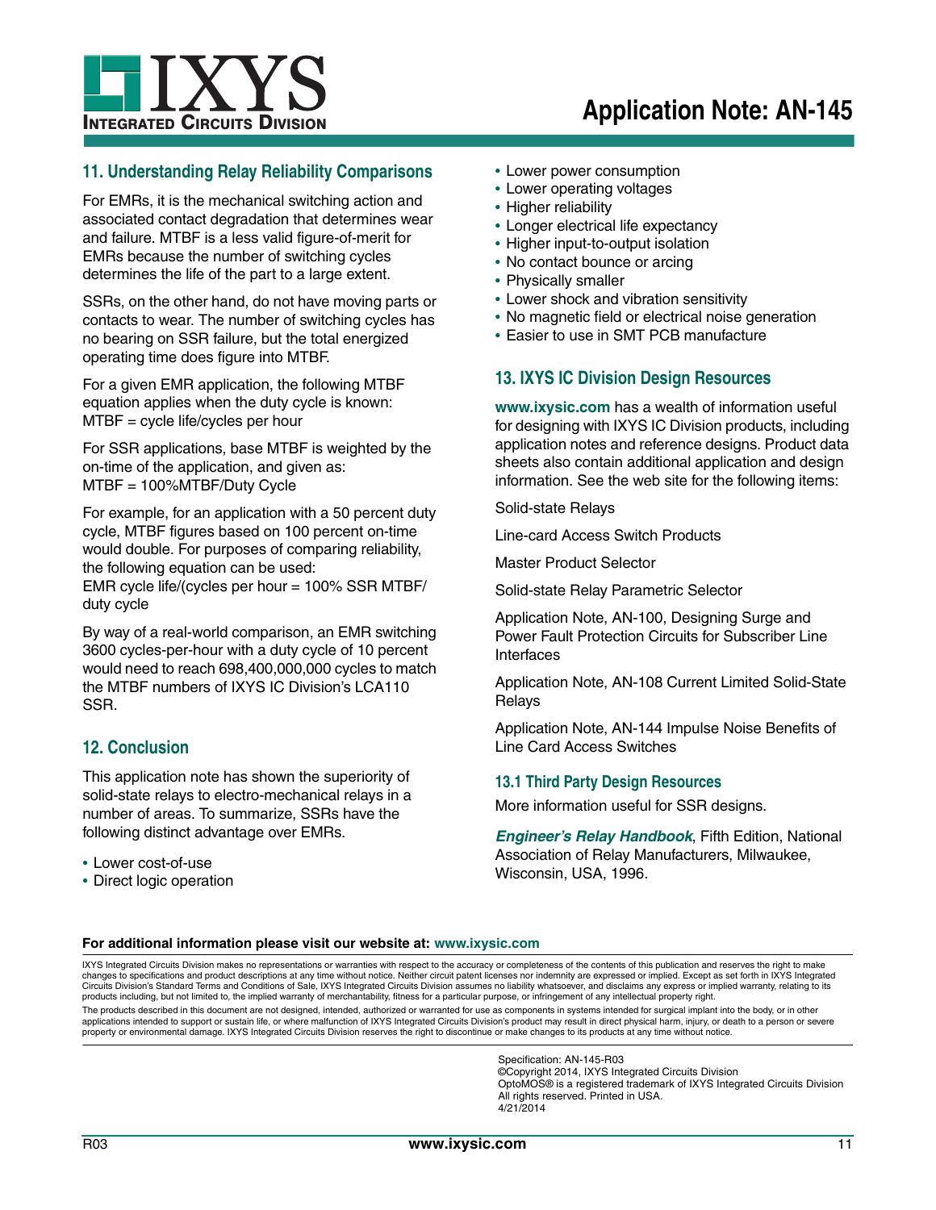## 11. Understanding Relay Reliability Comparisons

For EMRs, it is the mechanical switching action and associated contact degradation that determines wear and failure. MTBF is a less valid figure-of-merit for EMRs because the number of switching cycles determines the life of the part to a large extent.

SSRs, on the other hand, do not have moving parts or contacts to wear. The number of switching cycles has no bearing on SSR failure, but the total energized operating time does figure into MTBF.

For a given EMR application, the following MTBF equation applies when the duty cycle is known:
MTBF = cycle life/cycles per hour

For SSR applications, base MTBF is weighted by the on-time of the application, and given as:
MTBF = 100%MTBF/Duty Cycle

For example, for an application with a 50 percent duty cycle, MTBF figures based on 100 percent on-time would double. For purposes of comparing reliability, the following equation can be used:
EMR cycle life/(cycles per hour = 100% SSR MTBF/duty cycle

By way of a real-world comparison, an EMR switching 3600 cycles-per-hour with a duty cycle of 10 percent would need to reach 698,400,000,000 cycles to match the MTBF numbers of IXYS IC Division's LCA110 SSR.

## 12. Conclusion

This application note has shown the superiority of solid-state relays to electro-mechanical relays in a number of areas. To summarize, SSRs have the following distinct advantage over EMRs.

- Lower cost-of-use
- Direct logic operation
- Lower power consumption
- Lower operating voltages
- Higher reliability
- Longer electrical life expectancy
- Higher input-to-output isolation
- No contact bounce or arcing
- Physically smaller
- Lower shock and vibration sensitivity
- No magnetic field or electrical noise generation
- Easier to use in SMT PCB manufacture

## 13. IXYS IC Division Design Resources

**www.ixysic.com** has a wealth of information useful for designing with IXYS IC Division products, including application notes and reference designs. Product data sheets also contain additional application and design information. See the web site for the following items:

Solid-state Relays

Line-card Access Switch Products

Master Product Selector

Solid-state Relay Parametric Selector

Application Note, AN-100, Designing Surge and Power Fault Protection Circuits for Subscriber Line Interfaces

Application Note, AN-108 Current Limited Solid-State Relays

Application Note, AN-144 Impulse Noise Benefits of Line Card Access Switches

### 13.1 Third Party Design Resources

More information useful for SSR designs.

***Engineer's Relay Handbook***, Fifth Edition, National Association of Relay Manufacturers, Milwaukee, Wisconsin, USA, 1996.

**For additional information please visit our website at: www.ixysic.com**

IXYS Integrated Circuits Division makes no representations or warranties with respect to the accuracy or completeness of the contents of this publication and reserves the right to make changes to specifications and product descriptions at any time without notice. Neither circuit patent licenses nor indemnity are expressed or implied. Except as set forth in IXYS Integrated Circuits Division's Standard Terms and Conditions of Sale, IXYS Integrated Circuits Division assumes no liability whatsoever, and disclaims any express or implied warranty, relating to its products including, but not limited to, the implied warranty of merchantability, fitness for a particular purpose, or infringement of any intellectual property right.

The products described in this document are not designed, intended, authorized or warranted for use as components in systems intended for surgical implant into the body, or in other applications intended to support or sustain life, or where malfunction of IXYS Integrated Circuits Division's product may result in direct physical harm, injury, or death to a person or severe property or environmental damage. IXYS Integrated Circuits Division reserves the right to discontinue or make changes to its products at any time without notice.

Specification: AN-145-R03
©Copyright 2014, IXYS Integrated Circuits Division
OptoMOS® is a registered trademark of IXYS Integrated Circuits Division
All rights reserved. Printed in USA.
4/21/2014